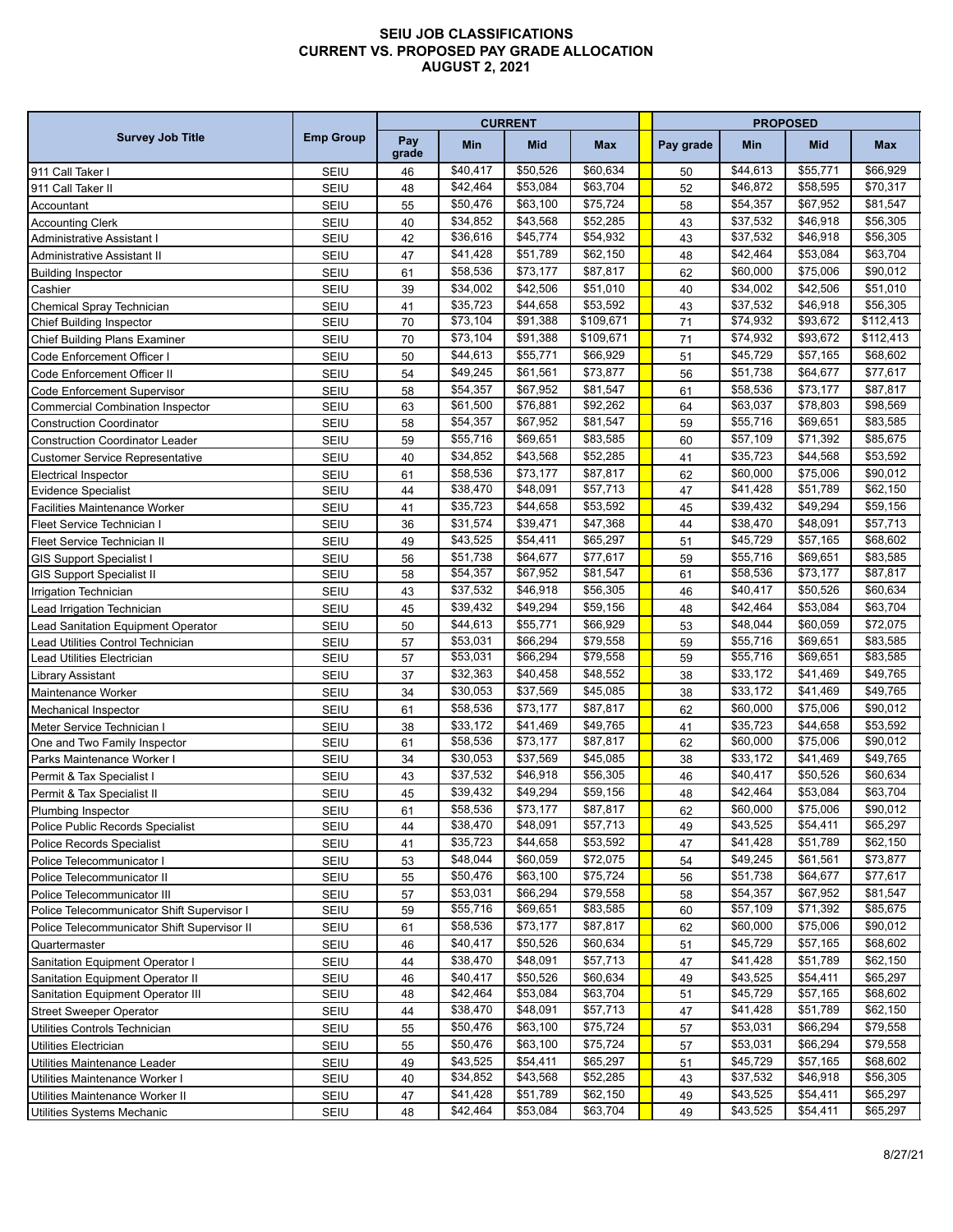# SEIU JOB CLASSIFICATIONS
# CURRENT VS. PROPOSED PAY GRADE ALLOCATION
# AUGUST 2, 2021

| Survey Job Title | Emp Group | CURRENT | | | | | PROPOSED | | | |
|---|---|---|---|---|---|---|---|---|---|---|
| | | Pay grade | Min | Mid | Max | | Pay grade | Min | Mid | Max |
| 911 Call Taker I | SEIU | 46 | $40,417 | $50,526 | $60,634 | | 50 | $44,613 | $55,771 | $66,929 |
| 911 Call Taker II | SEIU | 48 | $42,464 | $53,084 | $63,704 | | 52 | $46,872 | $58,595 | $70,317 |
| Accountant | SEIU | 55 | $50,476 | $63,100 | $75,724 | | 58 | $54,357 | $67,952 | $81,547 |
| Accounting Clerk | SEIU | 40 | $34,852 | $43,568 | $52,285 | | 43 | $37,532 | $46,918 | $56,305 |
| Administrative Assistant I | SEIU | 42 | $36,616 | $45,774 | $54,932 | | 43 | $37,532 | $46,918 | $56,305 |
| Administrative Assistant II | SEIU | 47 | $41,428 | $51,789 | $62,150 | | 48 | $42,464 | $53,084 | $63,704 |
| Building Inspector | SEIU | 61 | $58,536 | $73,177 | $87,817 | | 62 | $60,000 | $75,006 | $90,012 |
| Cashier | SEIU | 39 | $34,002 | $42,506 | $51,010 | | 40 | $34,002 | $42,506 | $51,010 |
| Chemical Spray Technician | SEIU | 41 | $35,723 | $44,658 | $53,592 | | 43 | $37,532 | $46,918 | $56,305 |
| Chief Building Inspector | SEIU | 70 | $73,104 | $91,388 | $109,671 | | 71 | $74,932 | $93,672 | $112,413 |
| Chief Building Plans Examiner | SEIU | 70 | $73,104 | $91,388 | $109,671 | | 71 | $74,932 | $93,672 | $112,413 |
| Code Enforcement Officer I | SEIU | 50 | $44,613 | $55,771 | $66,929 | | 51 | $45,729 | $57,165 | $68,602 |
| Code Enforcement Officer II | SEIU | 54 | $49,245 | $61,561 | $73,877 | | 56 | $51,738 | $64,677 | $77,617 |
| Code Enforcement Supervisor | SEIU | 58 | $54,357 | $67,952 | $81,547 | | 61 | $58,536 | $73,177 | $87,817 |
| Commercial Combination Inspector | SEIU | 63 | $61,500 | $76,881 | $92,262 | | 64 | $63,037 | $78,803 | $98,569 |
| Construction Coordinator | SEIU | 58 | $54,357 | $67,952 | $81,547 | | 59 | $55,716 | $69,651 | $83,585 |
| Construction Coordinator Leader | SEIU | 59 | $55,716 | $69,651 | $83,585 | | 60 | $57,109 | $71,392 | $85,675 |
| Customer Service Representative | SEIU | 40 | $34,852 | $43,568 | $52,285 | | 41 | $35,723 | $44,568 | $53,592 |
| Electrical Inspector | SEIU | 61 | $58,536 | $73,177 | $87,817 | | 62 | $60,000 | $75,006 | $90,012 |
| Evidence Specialist | SEIU | 44 | $38,470 | $48,091 | $57,713 | | 47 | $41,428 | $51,789 | $62,150 |
| Facilities Maintenance Worker | SEIU | 41 | $35,723 | $44,658 | $53,592 | | 45 | $39,432 | $49,294 | $59,156 |
| Fleet Service Technician I | SEIU | 36 | $31,574 | $39,471 | $47,368 | | 44 | $38,470 | $48,091 | $57,713 |
| Fleet Service Technician II | SEIU | 49 | $43,525 | $54,411 | $65,297 | | 51 | $45,729 | $57,165 | $68,602 |
| GIS Support Specialist I | SEIU | 56 | $51,738 | $64,677 | $77,617 | | 59 | $55,716 | $69,651 | $83,585 |
| GIS Support Specialist II | SEIU | 58 | $54,357 | $67,952 | $81,547 | | 61 | $58,536 | $73,177 | $87,817 |
| Irrigation Technician | SEIU | 43 | $37,532 | $46,918 | $56,305 | | 46 | $40,417 | $50,526 | $60,634 |
| Lead Irrigation Technician | SEIU | 45 | $39,432 | $49,294 | $59,156 | | 48 | $42,464 | $53,084 | $63,704 |
| Lead Sanitation Equipment Operator | SEIU | 50 | $44,613 | $55,771 | $66,929 | | 53 | $48,044 | $60,059 | $72,075 |
| Lead Utilities Control Technician | SEIU | 57 | $53,031 | $66,294 | $79,558 | | 59 | $55,716 | $69,651 | $83,585 |
| Lead Utilities Electrician | SEIU | 57 | $53,031 | $66,294 | $79,558 | | 59 | $55,716 | $69,651 | $83,585 |
| Library Assistant | SEIU | 37 | $32,363 | $40,458 | $48,552 | | 38 | $33,172 | $41,469 | $49,765 |
| Maintenance Worker | SEIU | 34 | $30,053 | $37,569 | $45,085 | | 38 | $33,172 | $41,469 | $49,765 |
| Mechanical Inspector | SEIU | 61 | $58,536 | $73,177 | $87,817 | | 62 | $60,000 | $75,006 | $90,012 |
| Meter Service Technician I | SEIU | 38 | $33,172 | $41,469 | $49,765 | | 41 | $35,723 | $44,658 | $53,592 |
| One and Two Family Inspector | SEIU | 61 | $58,536 | $73,177 | $87,817 | | 62 | $60,000 | $75,006 | $90,012 |
| Parks Maintenance Worker I | SEIU | 34 | $30,053 | $37,569 | $45,085 | | 38 | $33,172 | $41,469 | $49,765 |
| Permit & Tax Specialist I | SEIU | 43 | $37,532 | $46,918 | $56,305 | | 46 | $40,417 | $50,526 | $60,634 |
| Permit & Tax Specialist II | SEIU | 45 | $39,432 | $49,294 | $59,156 | | 48 | $42,464 | $53,084 | $63,704 |
| Plumbing Inspector | SEIU | 61 | $58,536 | $73,177 | $87,817 | | 62 | $60,000 | $75,006 | $90,012 |
| Police Public Records Specialist | SEIU | 44 | $38,470 | $48,091 | $57,713 | | 49 | $43,525 | $54,411 | $65,297 |
| Police Records Specialist | SEIU | 41 | $35,723 | $44,658 | $53,592 | | 47 | $41,428 | $51,789 | $62,150 |
| Police Telecommunicator I | SEIU | 53 | $48,044 | $60,059 | $72,075 | | 54 | $49,245 | $61,561 | $73,877 |
| Police Telecommunicator II | SEIU | 55 | $50,476 | $63,100 | $75,724 | | 56 | $51,738 | $64,677 | $77,617 |
| Police Telecommunicator III | SEIU | 57 | $53,031 | $66,294 | $79,558 | | 58 | $54,357 | $67,952 | $81,547 |
| Police Telecommunicator Shift Supervisor I | SEIU | 59 | $55,716 | $69,651 | $83,585 | | 60 | $57,109 | $71,392 | $85,675 |
| Police Telecommunicator Shift Supervisor II | SEIU | 61 | $58,536 | $73,177 | $87,817 | | 62 | $60,000 | $75,006 | $90,012 |
| Quartermaster | SEIU | 46 | $40,417 | $50,526 | $60,634 | | 51 | $45,729 | $57,165 | $68,602 |
| Sanitation Equipment Operator I | SEIU | 44 | $38,470 | $48,091 | $57,713 | | 47 | $41,428 | $51,789 | $62,150 |
| Sanitation Equipment Operator II | SEIU | 46 | $40,417 | $50,526 | $60,634 | | 49 | $43,525 | $54,411 | $65,297 |
| Sanitation Equipment Operator III | SEIU | 48 | $42,464 | $53,084 | $63,704 | | 51 | $45,729 | $57,165 | $68,602 |
| Street Sweeper Operator | SEIU | 44 | $38,470 | $48,091 | $57,713 | | 47 | $41,428 | $51,789 | $62,150 |
| Utilities Controls Technician | SEIU | 55 | $50,476 | $63,100 | $75,724 | | 57 | $53,031 | $66,294 | $79,558 |
| Utilities Electrician | SEIU | 55 | $50,476 | $63,100 | $75,724 | | 57 | $53,031 | $66,294 | $79,558 |
| Utilities Maintenance Leader | SEIU | 49 | $43,525 | $54,411 | $65,297 | | 51 | $45,729 | $57,165 | $68,602 |
| Utilities Maintenance Worker I | SEIU | 40 | $34,852 | $43,568 | $52,285 | | 43 | $37,532 | $46,918 | $56,305 |
| Utilities Maintenance Worker II | SEIU | 47 | $41,428 | $51,789 | $62,150 | | 49 | $43,525 | $54,411 | $65,297 |
| Utilities Systems Mechanic | SEIU | 48 | $42,464 | $53,084 | $63,704 | | 49 | $43,525 | $54,411 | $65,297 |

8/27/21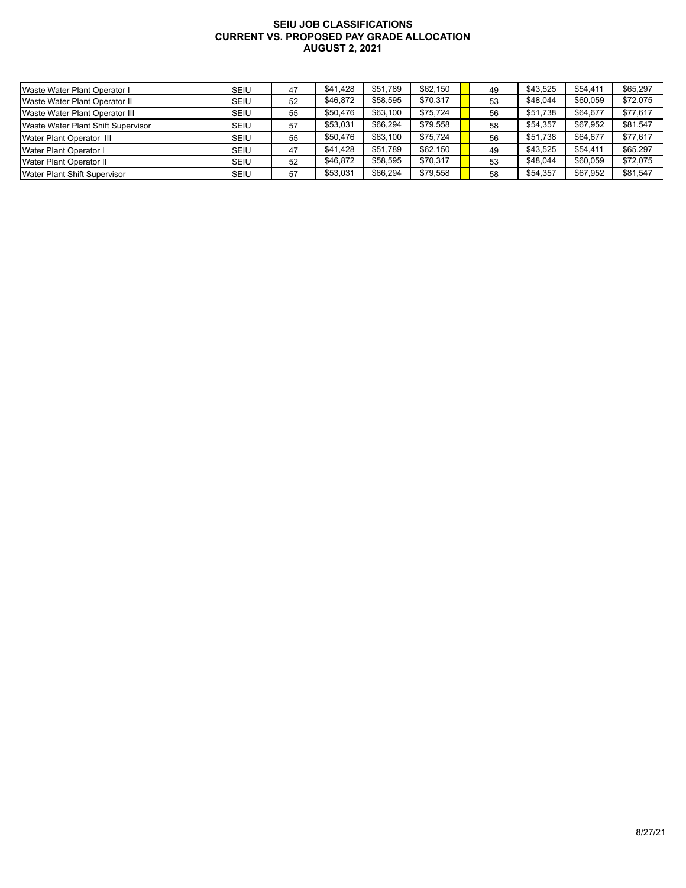**SEIU JOB CLASSIFICATIONS**
**CURRENT VS. PROPOSED PAY GRADE ALLOCATION**
**AUGUST 2, 2021**

| | | | | | | | | | | |
|---|---|---|---|---|---|---|---|---|---|---|
| Waste Water Plant Operator I | SEIU | 47 | $41,428 | $51,789 | $62,150 | | 49 | $43,525 | $54,411 | $65,297 |
| Waste Water Plant Operator II | SEIU | 52 | $46,872 | $58,595 | $70,317 | | 53 | $48,044 | $60,059 | $72,075 |
| Waste Water Plant Operator III | SEIU | 55 | $50,476 | $63,100 | $75,724 | | 56 | $51,738 | $64,677 | $77,617 |
| Waste Water Plant Shift Supervisor | SEIU | 57 | $53,031 | $66,294 | $79,558 | | 58 | $54,357 | $67,952 | $81,547 |
| Water Plant Operator III | SEIU | 55 | $50,476 | $63,100 | $75,724 | | 56 | $51,738 | $64,677 | $77,617 |
| Water Plant Operator I | SEIU | 47 | $41,428 | $51,789 | $62,150 | | 49 | $43,525 | $54,411 | $65,297 |
| Water Plant Operator II | SEIU | 52 | $46,872 | $58,595 | $70,317 | | 53 | $48,044 | $60,059 | $72,075 |
| Water Plant Shift Supervisor | SEIU | 57 | $53,031 | $66,294 | $79,558 | | 58 | $54,357 | $67,952 | $81,547 |

8/27/21